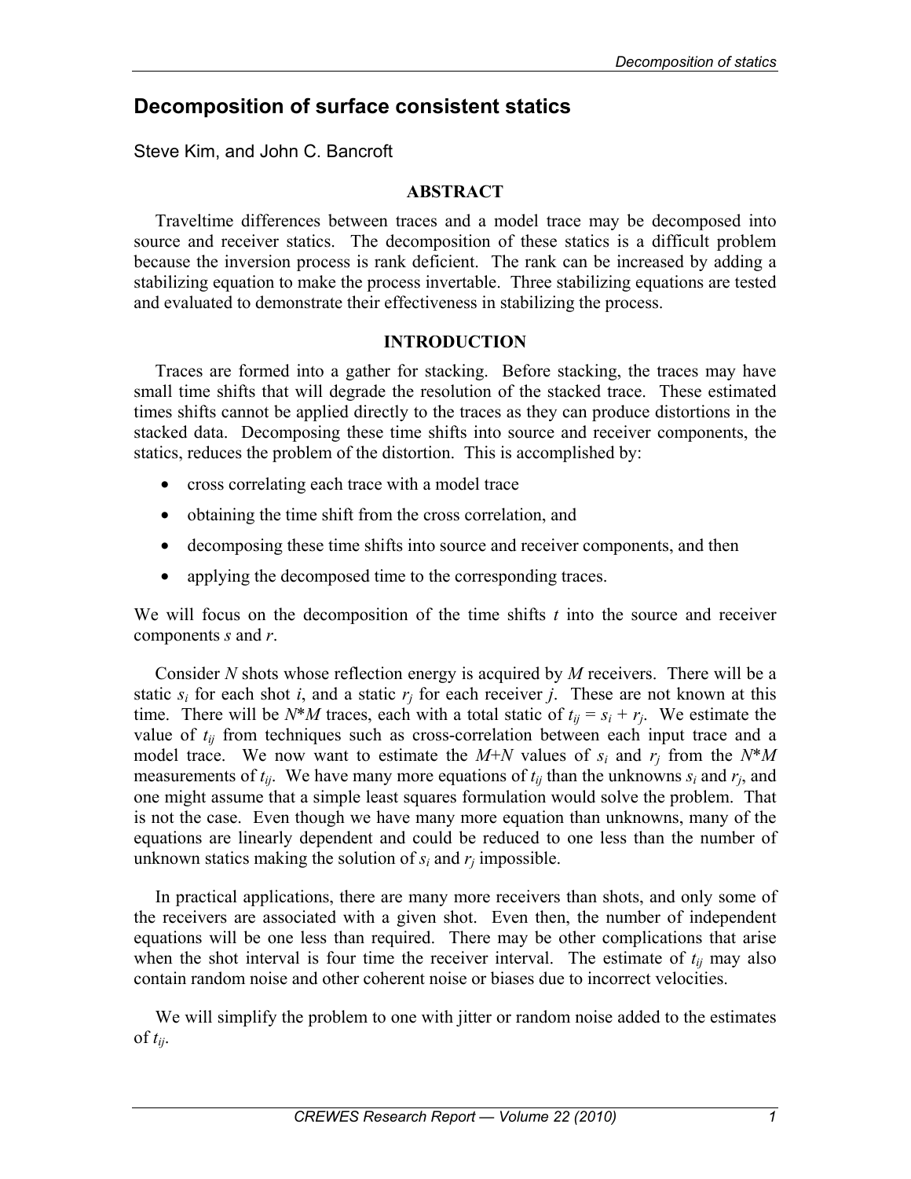# Decomposition of surface consistent statics

Steve Kim, and John C. Bancroft

## ABSTRACT

Traveltime differences between traces and a model trace may be decomposed into source and receiver statics. The decomposition of these statics is a difficult problem because the inversion process is rank deficient. The rank can be increased by adding a stabilizing equation to make the process invertable. Three stabilizing equations are tested and evaluated to demonstrate their effectiveness in stabilizing the process.

## INTRODUCTION

Traces are formed into a gather for stacking. Before stacking, the traces may have small time shifts that will degrade the resolution of the stacked trace. These estimated times shifts cannot be applied directly to the traces as they can produce distortions in the stacked data. Decomposing these time shifts into source and receiver components, the statics, reduces the problem of the distortion. This is accomplished by:

- cross correlating each trace with a model trace
- obtaining the time shift from the cross correlation, and
- decomposing these time shifts into source and receiver components, and then
- applying the decomposed time to the corresponding traces.

We will focus on the decomposition of the time shifts $t$ into the source and receiver components $s$ and $r$.

Consider $N$ shots whose reflection energy is acquired by $M$ receivers. There will be a static $s_i$ for each shot $i$, and a static $r_j$ for each receiver $j$. These are not known at this time. There will be $N*M$ traces, each with a total static of $t_{ij} = s_i + r_j$. We estimate the value of $t_{ij}$ from techniques such as cross-correlation between each input trace and a model trace. We now want to estimate the $M+N$ values of $s_i$ and $r_j$ from the $N*M$ measurements of $t_{ij}$. We have many more equations of $t_{ij}$ than the unknowns $s_i$ and $r_j$, and one might assume that a simple least squares formulation would solve the problem. That is not the case. Even though we have many more equation than unknowns, many of the equations are linearly dependent and could be reduced to one less than the number of unknown statics making the solution of $s_i$ and $r_j$ impossible.

In practical applications, there are many more receivers than shots, and only some of the receivers are associated with a given shot. Even then, the number of independent equations will be one less than required. There may be other complications that arise when the shot interval is four time the receiver interval. The estimate of $t_{ij}$ may also contain random noise and other coherent noise or biases due to incorrect velocities.

We will simplify the problem to one with jitter or random noise added to the estimates of $t_{ij}$.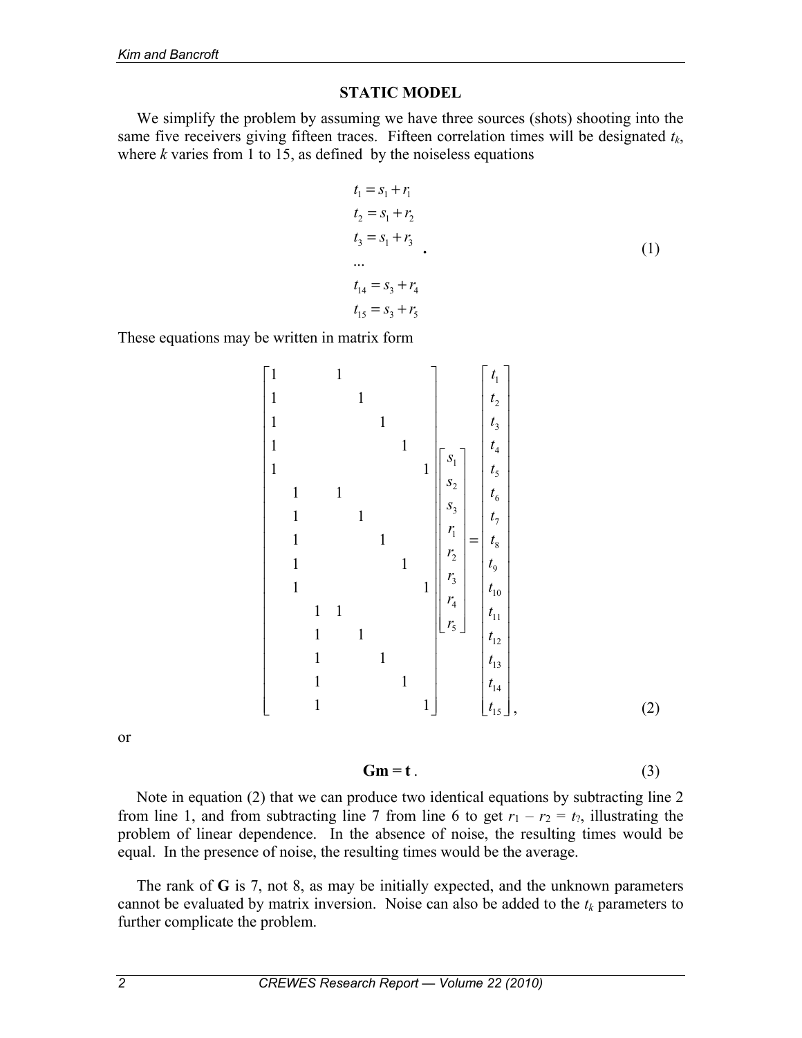## STATIC MODEL

We simplify the problem by assuming we have three sources (shots) shooting into the same five receivers giving fifteen traces. Fifteen correlation times will be designated $t_k$, where $k$ varies from 1 to 15, as defined by the noiseless equations

$$
\begin{aligned}
t_1 &= s_1 + r_1 \\
t_2 &= s_1 + r_2 \\
t_3 &= s_1 + r_3 \\
&\ldots \\
t_{14} &= s_3 + r_4 \\
t_{15} &= s_3 + r_5
\end{aligned}
\quad . \tag{1}
$$

These equations may be written in matrix form

$$
\begin{bmatrix}
1 & & & 1 & & & & \\
1 & & & & 1 & & & \\
1 & & & & & 1 & & \\
1 & & & & & & 1 & \\
1 & & & & & & & 1 \\
& 1 & & 1 & & & & \\
& 1 & & & 1 & & & \\
& 1 & & & & 1 & & \\
& 1 & & & & & 1 & \\
& 1 & & & & & & 1 \\
& & 1 & 1 & & & & \\
& & 1 & & 1 & & & \\
& & 1 & & & 1 & & \\
& & 1 & & & & 1 & \\
& & 1 & & & & & 1
\end{bmatrix}
\begin{bmatrix}
s_1 \\ s_2 \\ s_3 \\ r_1 \\ r_2 \\ r_3 \\ r_4 \\ r_5
\end{bmatrix}
=
\begin{bmatrix}
t_1 \\ t_2 \\ t_3 \\ t_4 \\ t_5 \\ t_6 \\ t_7 \\ t_8 \\ t_9 \\ t_{10} \\ t_{11} \\ t_{12} \\ t_{13} \\ t_{14} \\ t_{15}
\end{bmatrix}, \tag{2}
$$

or

$$
\mathbf{Gm} = \mathbf{t} \, . \tag{3}
$$

Note in equation (2) that we can produce two identical equations by subtracting line 2 from line 1, and from subtracting line 7 from line 6 to get $r_1 - r_2 = t_?$, illustrating the problem of linear dependence. In the absence of noise, the resulting times would be equal. In the presence of noise, the resulting times would be the average.

The rank of **G** is 7, not 8, as may be initially expected, and the unknown parameters cannot be evaluated by matrix inversion. Noise can also be added to the $t_k$ parameters to further complicate the problem.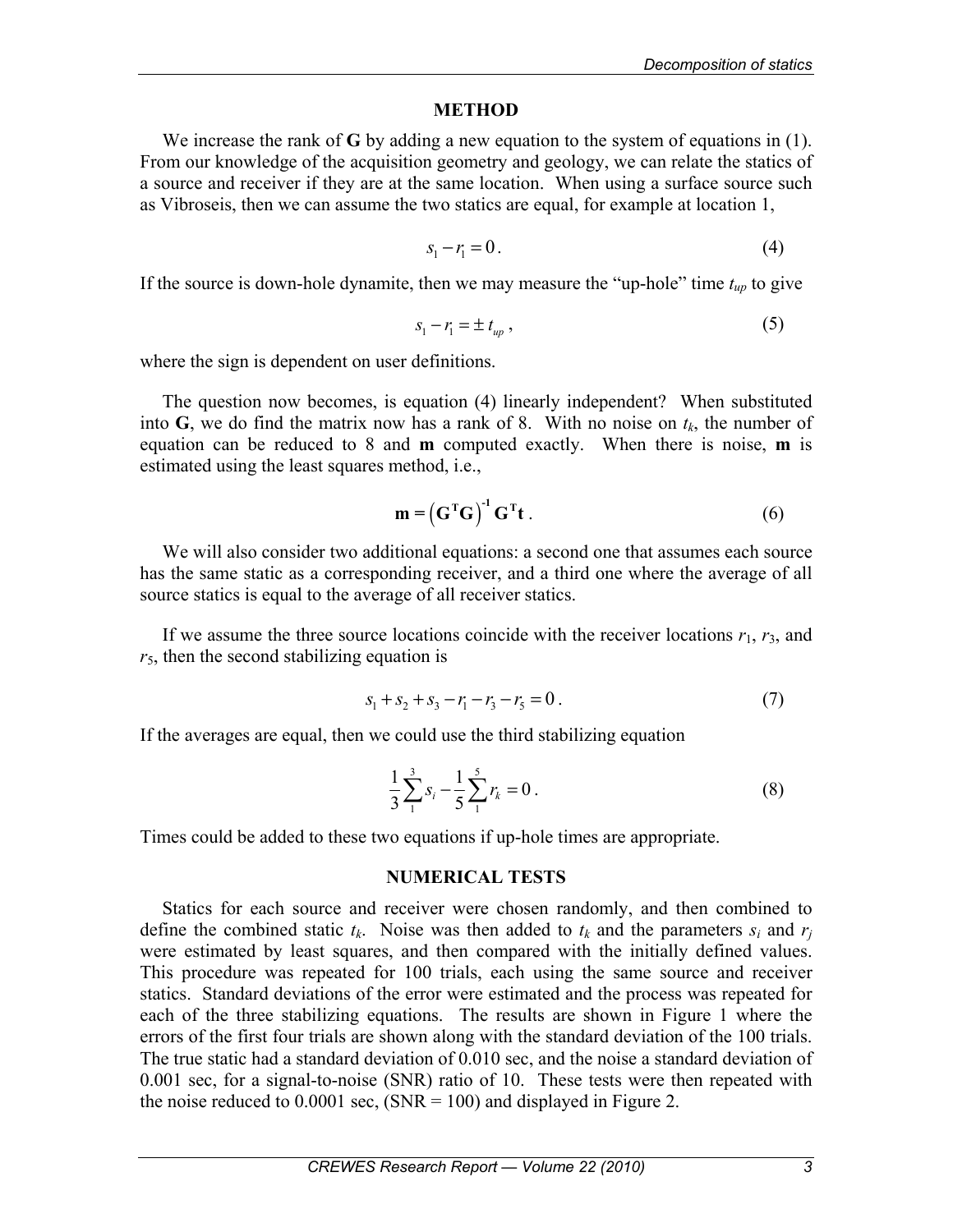## METHOD

We increase the rank of **G** by adding a new equation to the system of equations in (1). From our knowledge of the acquisition geometry and geology, we can relate the statics of a source and receiver if they are at the same location. When using a surface source such as Vibroseis, then we can assume the two statics are equal, for example at location 1,

$$s_1 - r_1 = 0 . \tag{4}$$

If the source is down-hole dynamite, then we may measure the "up-hole" time $t_{up}$ to give

$$s_1 - r_1 = \pm\, t_{up} , \tag{5}$$

where the sign is dependent on user definitions.

The question now becomes, is equation (4) linearly independent? When substituted into **G**, we do find the matrix now has a rank of 8. With no noise on $t_k$, the number of equation can be reduced to 8 and **m** computed exactly. When there is noise, **m** is estimated using the least squares method, i.e.,

$$\mathbf{m} = \left(\mathbf{G}^{\mathbf{T}}\mathbf{G}\right)^{\mathbf{-1}} \mathbf{G}^{\mathbf{T}}\mathbf{t} . \tag{6}$$

We will also consider two additional equations: a second one that assumes each source has the same static as a corresponding receiver, and a third one where the average of all source statics is equal to the average of all receiver statics.

If we assume the three source locations coincide with the receiver locations $r_1$, $r_3$, and $r_5$, then the second stabilizing equation is

$$s_1 + s_2 + s_3 - r_1 - r_3 - r_5 = 0 . \tag{7}$$

If the averages are equal, then we could use the third stabilizing equation

$$\frac{1}{3}\sum_{1}^{3} s_i - \frac{1}{5}\sum_{1}^{5} r_k = 0 . \tag{8}$$

Times could be added to these two equations if up-hole times are appropriate.

## NUMERICAL TESTS

Statics for each source and receiver were chosen randomly, and then combined to define the combined static $t_k$. Noise was then added to $t_k$ and the parameters $s_i$ and $r_j$ were estimated by least squares, and then compared with the initially defined values. This procedure was repeated for 100 trials, each using the same source and receiver statics. Standard deviations of the error were estimated and the process was repeated for each of the three stabilizing equations. The results are shown in Figure 1 where the errors of the first four trials are shown along with the standard deviation of the 100 trials. The true static had a standard deviation of 0.010 sec, and the noise a standard deviation of 0.001 sec, for a signal-to-noise (SNR) ratio of 10. These tests were then repeated with the noise reduced to 0.0001 sec, (SNR = 100) and displayed in Figure 2.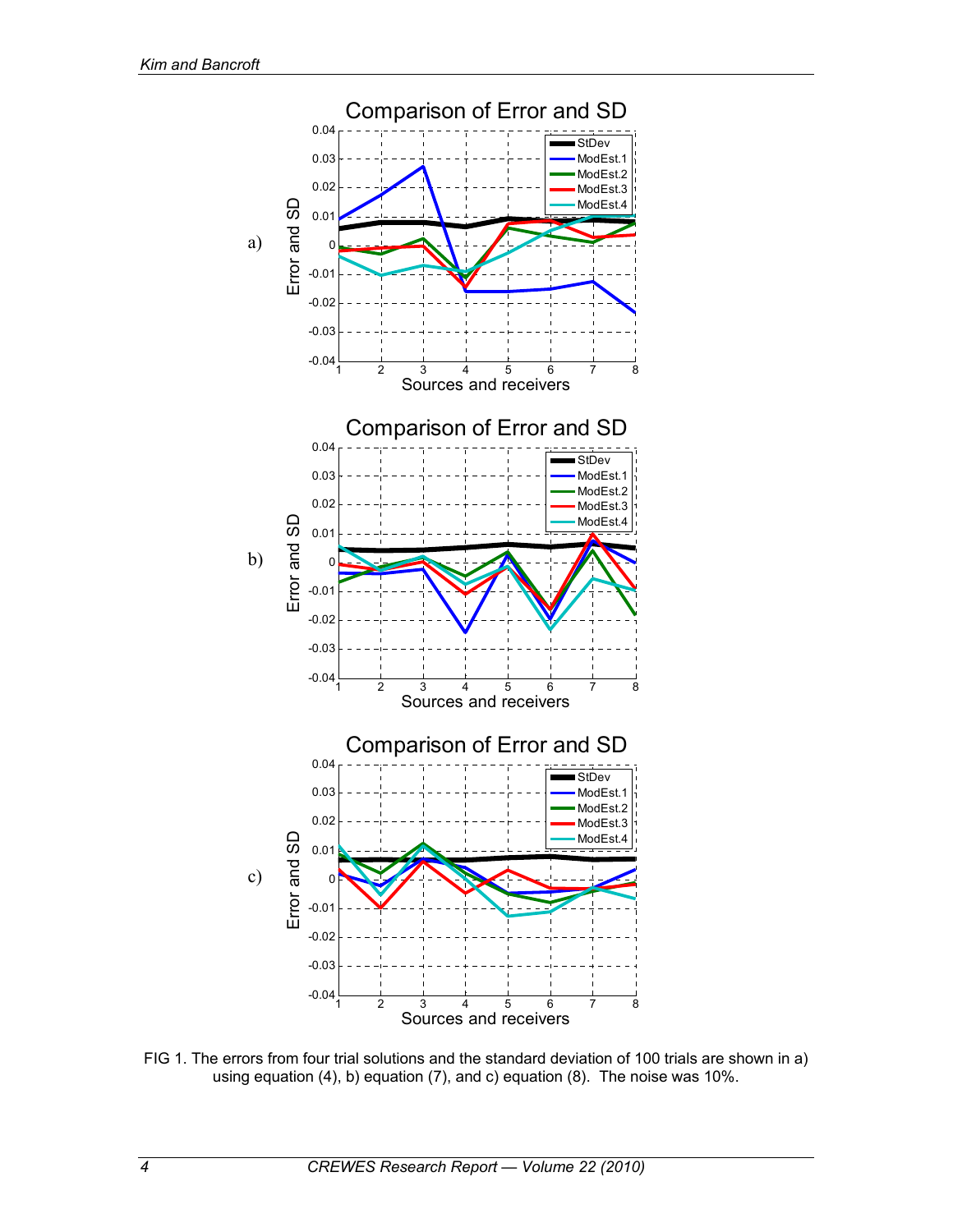FIG 1. The errors from four trial solutions and the standard deviation of 100 trials are shown in a) using equation (4), b) equation (7), and c) equation (8). The noise was 10%.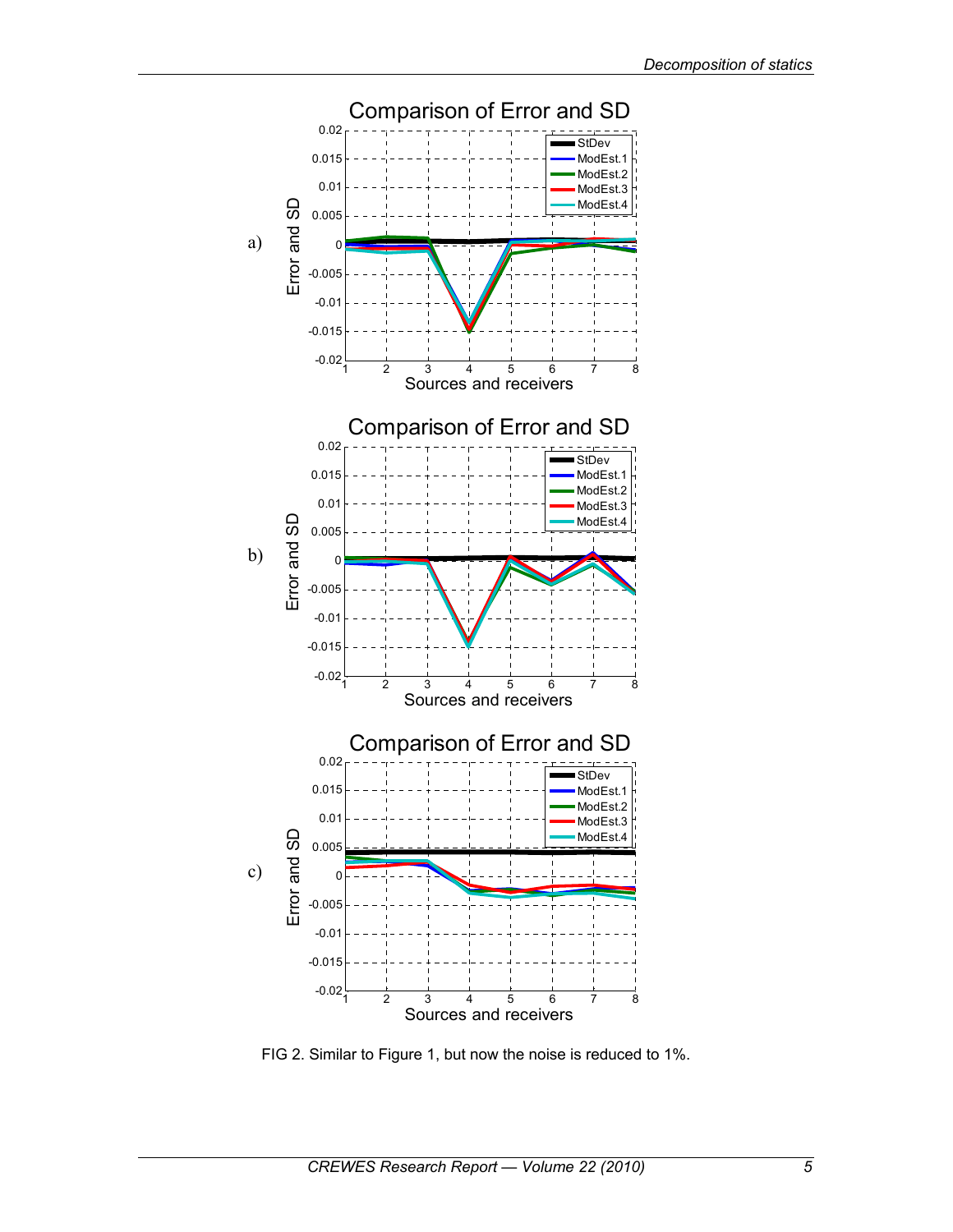FIG 2. Similar to Figure 1, but now the noise is reduced to 1%.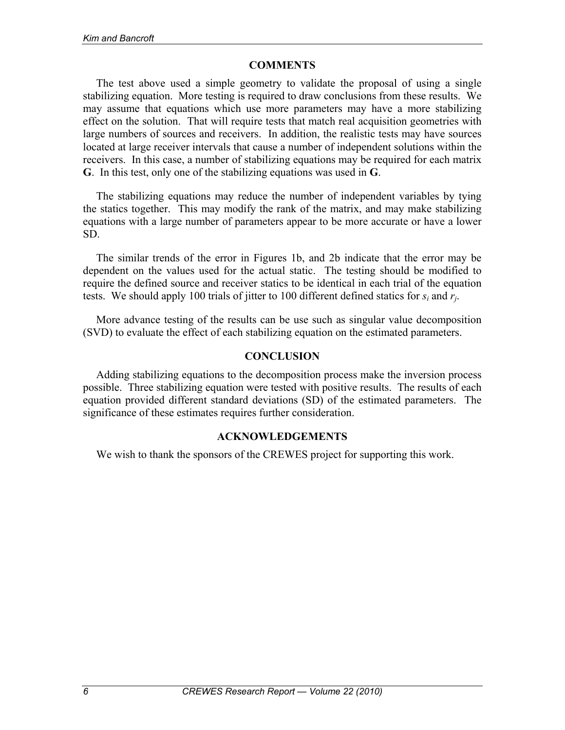## COMMENTS

The test above used a simple geometry to validate the proposal of using a single stabilizing equation. More testing is required to draw conclusions from these results. We may assume that equations which use more parameters may have a more stabilizing effect on the solution. That will require tests that match real acquisition geometries with large numbers of sources and receivers. In addition, the realistic tests may have sources located at large receiver intervals that cause a number of independent solutions within the receivers. In this case, a number of stabilizing equations may be required for each matrix **G**. In this test, only one of the stabilizing equations was used in **G**.

The stabilizing equations may reduce the number of independent variables by tying the statics together. This may modify the rank of the matrix, and may make stabilizing equations with a large number of parameters appear to be more accurate or have a lower SD.

The similar trends of the error in Figures 1b, and 2b indicate that the error may be dependent on the values used for the actual static. The testing should be modified to require the defined source and receiver statics to be identical in each trial of the equation tests. We should apply 100 trials of jitter to 100 different defined statics for $s_i$ and $r_j$.

More advance testing of the results can be use such as singular value decomposition (SVD) to evaluate the effect of each stabilizing equation on the estimated parameters.

## CONCLUSION

Adding stabilizing equations to the decomposition process make the inversion process possible. Three stabilizing equation were tested with positive results. The results of each equation provided different standard deviations (SD) of the estimated parameters. The significance of these estimates requires further consideration.

## ACKNOWLEDGEMENTS

We wish to thank the sponsors of the CREWES project for supporting this work.